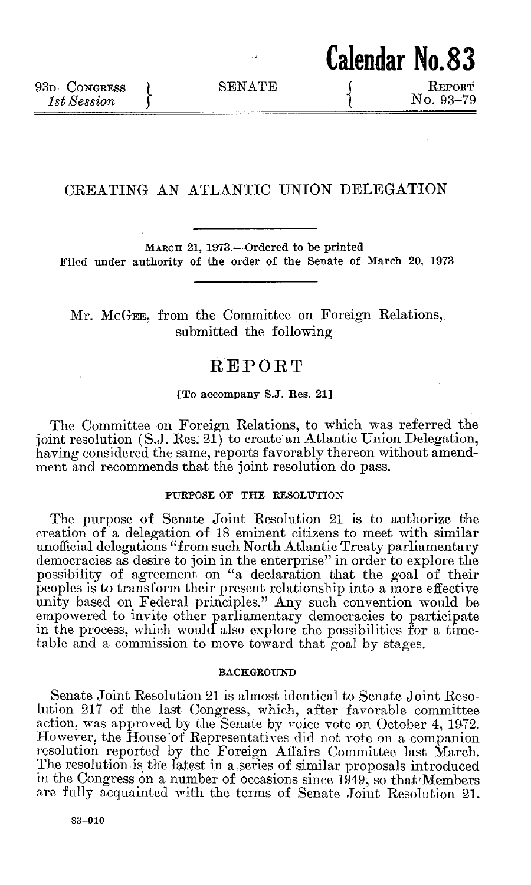**Calendar No. 83**

93D CONGRESS, 1st Session — SENATE — REPORT No. 93–79

# CREATING AN ATLANTIC UNION DELEGATION

MARCH 21, 1973.—Ordered to be printed

Filed under authority of the order of the Senate of March 20, 1973

Mr. MCGEE, from the Committee on Foreign Relations, submitted the following

## REPORT

[To accompany S.J. Res. 21]

The Committee on Foreign Relations, to which was referred the joint resolution (S.J. Res. 21) to create an Atlantic Union Delegation, having considered the same, reports favorably thereon without amendment and recommends that the joint resolution do pass.

### PURPOSE OF THE RESOLUTION

The purpose of Senate Joint Resolution 21 is to authorize the creation of a delegation of 18 eminent citizens to meet with similar unofficial delegations "from such North Atlantic Treaty parliamentary democracies as desire to join in the enterprise" in order to explore the possibility of agreement on "a declaration that the goal of their peoples is to transform their present relationship into a more effective unity based on Federal principles." Any such convention would be empowered to invite other parliamentary democracies to participate in the process, which would also explore the possibilities for a timetable and a commission to move toward that goal by stages.

### BACKGROUND

Senate Joint Resolution 21 is almost identical to Senate Joint Resolution 217 of the last Congress, which, after favorable committee action, was approved by the Senate by voice vote on October 4, 1972. However, the House of Representatives did not vote on a companion resolution reported by the Foreign Affairs Committee last March. The resolution is the latest in a series of similar proposals introduced in the Congress on a number of occasions since 1949, so that Members are fully acquainted with the terms of Senate Joint Resolution 21.

83–010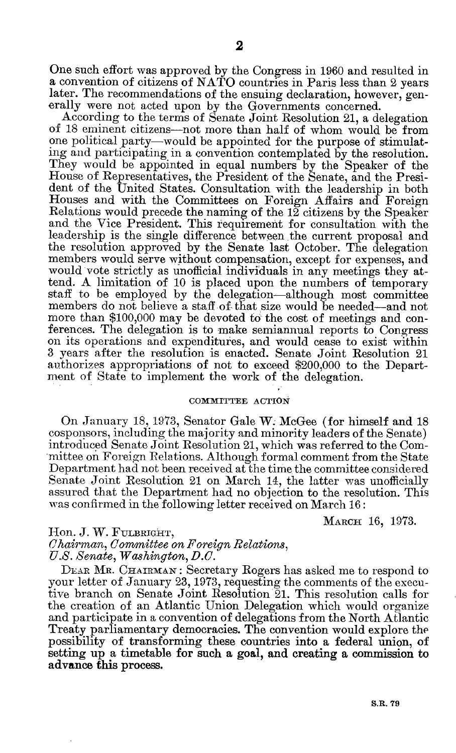One such effort was approved by the Congress in 1960 and resulted in a convention of citizens of NATO countries in Paris less than 2 years later. The recommendations of the ensuing declaration, however, generally were not acted upon by the Governments concerned.

According to the terms of Senate Joint Resolution 21, a delegation of 18 eminent citizens—not more than half of whom would be from one political party—would be appointed for the purpose of stimulating and participating in a convention contemplated by the resolution. They would be appointed in equal numbers by the Speaker of the House of Representatives, the President of the Senate, and the President of the United States. Consultation with the leadership in both Houses and with the Committees on Foreign Affairs and Foreign Relations would precede the naming of the 12 citizens by the Speaker and the Vice President. This requirement for consultation with the leadership is the single difference between the current proposal and the resolution approved by the Senate last October. The delegation members would serve without compensation, except for expenses, and would vote strictly as unofficial individuals in any meetings they attend. A limitation of 10 is placed upon the numbers of temporary staff to be employed by the delegation—although most committee members do not believe a staff of that size would be needed—and not more than $100,000 may be devoted to the cost of meetings and conferences. The delegation is to make semiannual reports to Congress on its operations and expenditures, and would cease to exist within 3 years after the resolution is enacted. Senate Joint Resolution 21 authorizes appropriations of not to exceed $200,000 to the Department of State to implement the work of the delegation.

## COMMITTEE ACTION

On January 18, 1973, Senator Gale W. McGee (for himself and 18 cosponsors, including the majority and minority leaders of the Senate) introduced Senate Joint Resolution 21, which was referred to the Committee on Foreign Relations. Although formal comment from the State Department had not been received at the time the committee considered Senate Joint Resolution 21 on March 14, the latter was unofficially assured that the Department had no objection to the resolution. This was confirmed in the following letter received on March 16:

MARCH 16, 1973.

Hon. J. W. FULBRIGHT,
*Chairman, Committee on Foreign Relations,*
*U.S. Senate, Washington, D.C.*

DEAR MR. CHAIRMAN: Secretary Rogers has asked me to respond to your letter of January 23, 1973, requesting the comments of the executive branch on Senate Joint Resolution 21. This resolution calls for the creation of an Atlantic Union Delegation which would organize and participate in a convention of delegations from the North Atlantic Treaty parliamentary democracies. The convention would explore the possibility of transforming these countries into a federal union, of setting up a timetable for such a goal, and creating a commission to advance this process.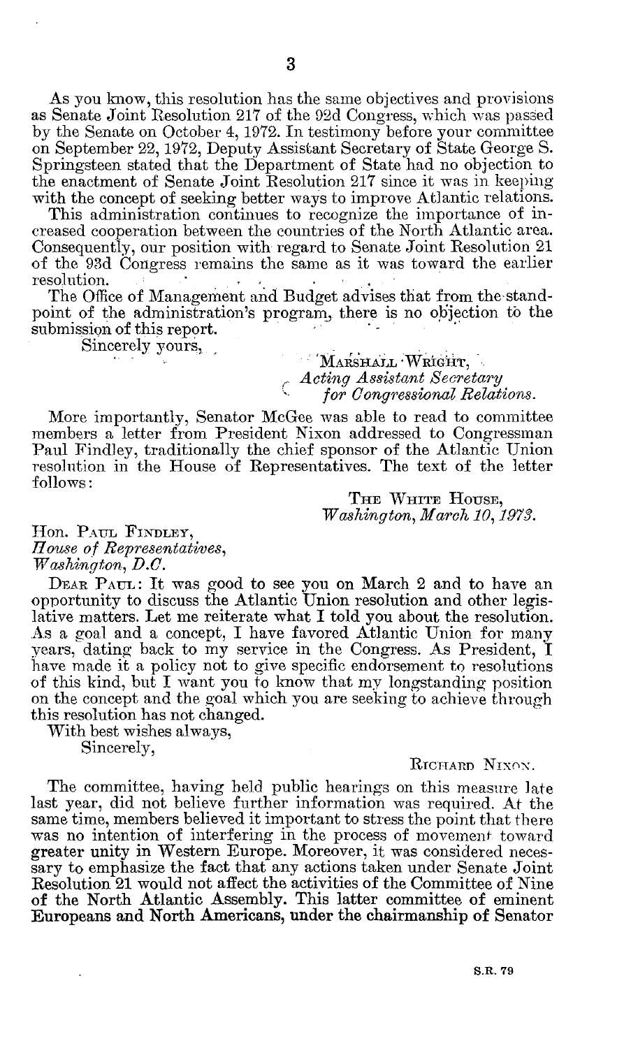As you know, this resolution has the same objectives and provisions as Senate Joint Resolution 217 of the 92d Congress, which was passed by the Senate on October 4, 1972. In testimony before your committee on September 22, 1972, Deputy Assistant Secretary of State George S. Springsteen stated that the Department of State had no objection to the enactment of Senate Joint Resolution 217 since it was in keeping with the concept of seeking better ways to improve Atlantic relations.

This administration continues to recognize the importance of increased cooperation between the countries of the North Atlantic area. Consequently, our position with regard to Senate Joint Resolution 21 of the 93d Congress remains the same as it was toward the earlier resolution.

The Office of Management and Budget advises that from the standpoint of the administration's program, there is no objection to the submission of this report.

Sincerely yours,

MARSHALL WRIGHT,
*Acting Assistant Secretary for Congressional Relations.*

More importantly, Senator McGee was able to read to committee members a letter from President Nixon addressed to Congressman Paul Findley, traditionally the chief sponsor of the Atlantic Union resolution in the House of Representatives. The text of the letter follows:

THE WHITE HOUSE,
*Washington, March 10, 1973.*

Hon. PAUL FINDLEY,
*House of Representatives,*
*Washington, D.C.*

DEAR PAUL: It was good to see you on March 2 and to have an opportunity to discuss the Atlantic Union resolution and other legislative matters. Let me reiterate what I told you about the resolution. As a goal and a concept, I have favored Atlantic Union for many years, dating back to my service in the Congress. As President, I have made it a policy not to give specific endorsement to resolutions of this kind, but I want you to know that my longstanding position on the concept and the goal which you are seeking to achieve through this resolution has not changed.

With best wishes always,

Sincerely,

RICHARD NIXON.

The committee, having held public hearings on this measure late last year, did not believe further information was required. At the same time, members believed it important to stress the point that there was no intention of interfering in the process of movement toward greater unity in Western Europe. Moreover, it was considered necessary to emphasize the fact that any actions taken under Senate Joint Resolution 21 would not affect the activities of the Committee of Nine of the North Atlantic Assembly. This latter committee of eminent Europeans and North Americans, under the chairmanship of Senator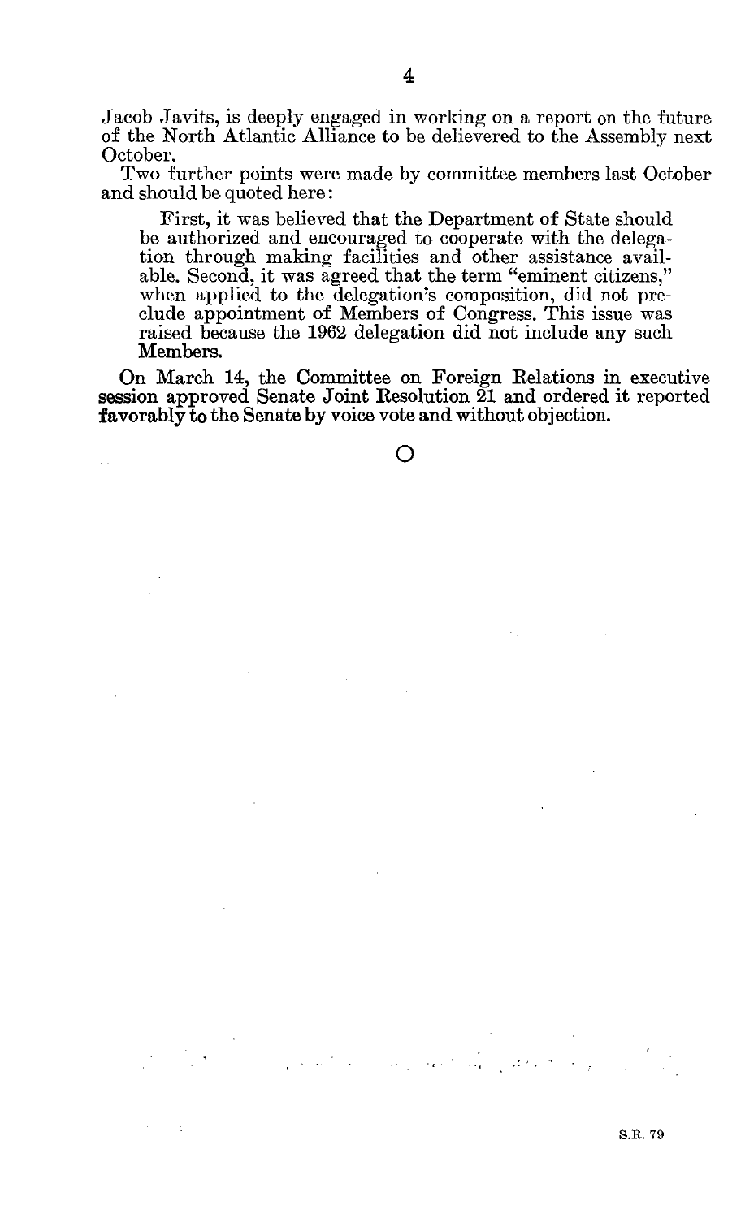Jacob Javits, is deeply engaged in working on a report on the future of the North Atlantic Alliance to be delievered to the Assembly next October.

Two further points were made by committee members last October and should be quoted here:

> First, it was believed that the Department of State should be authorized and encouraged to cooperate with the delegation through making facilities and other assistance available. Second, it was agreed that the term "eminent citizens," when applied to the delegation's composition, did not preclude appointment of Members of Congress. This issue was raised because the 1962 delegation did not include any such Members.

On March 14, the Committee on Foreign Relations in executive session approved Senate Joint Resolution 21 and ordered it reported favorably to the Senate by voice vote and without objection.

O

S.R. 79